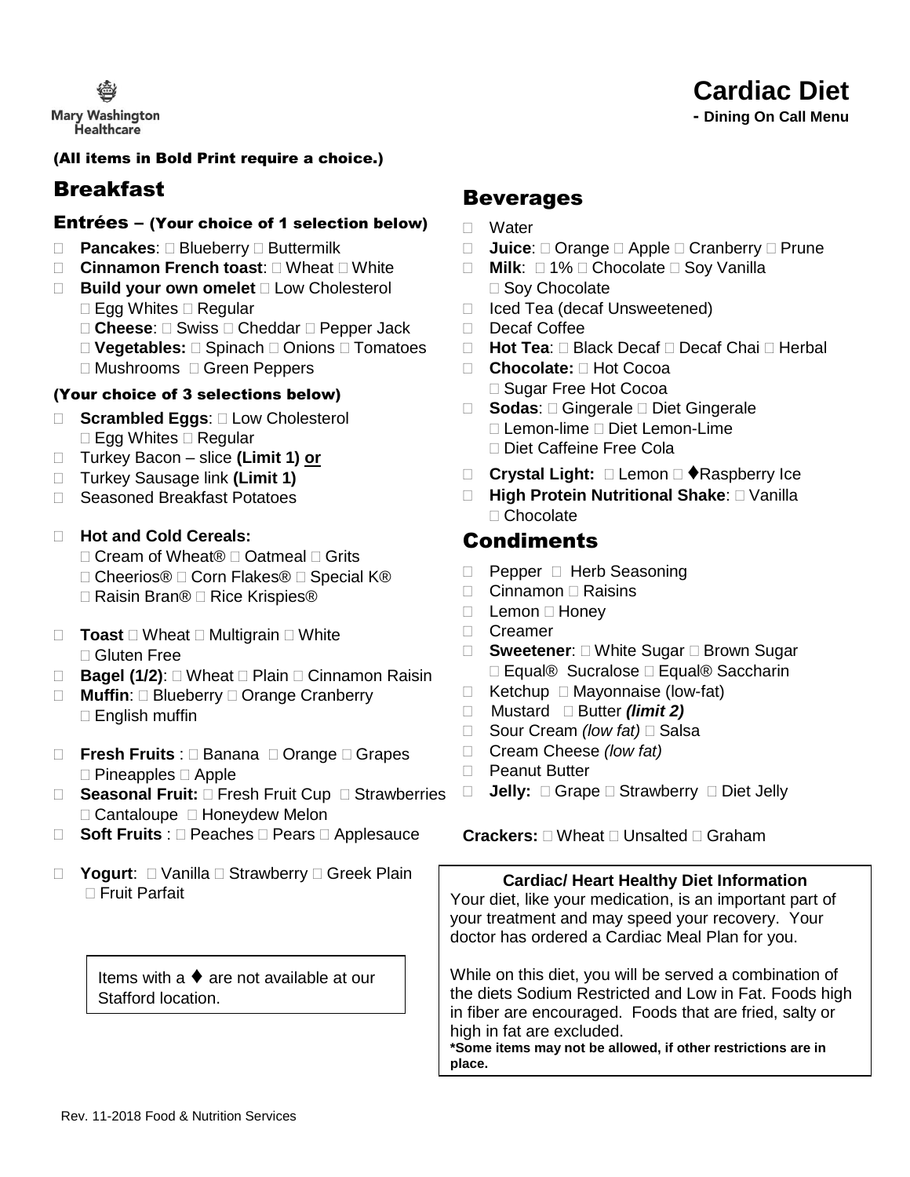Mary Washington Healthcare

# Cardiac Diet

**- Dining On Call Menu**

(All items in Bold Print require a choice.)

## Breakfast

### Entrées – (Your choice of 1 selection below)

- **Pancakes**: ☐ Blueberry ☐ Buttermilk
- **Cinnamon French toast**: ☐ Wheat ☐ White
- **Build your own omelet** ☐ Low Cholesterol ☐ Egg Whites ☐ Regular
  ☐ **Cheese**: ☐ Swiss ☐ Cheddar ☐ Pepper Jack
  ☐ **Vegetables:** ☐ Spinach ☐ Onions ☐ Tomatoes ☐ Mushrooms ☐ Green Peppers

### (Your choice of 3 selections below)

- **Scrambled Eggs**: ☐ Low Cholesterol ☐ Egg Whites ☐ Regular
- Turkey Bacon – slice **(Limit 1) or**
- Turkey Sausage link **(Limit 1)**
- Seasoned Breakfast Potatoes
- **Hot and Cold Cereals:**
  ☐ Cream of Wheat® ☐ Oatmeal ☐ Grits
  ☐ Cheerios® ☐ Corn Flakes® ☐ Special K®
  ☐ Raisin Bran® ☐ Rice Krispies®
- **Toast** ☐ Wheat ☐ Multigrain ☐ White ☐ Gluten Free
- **Bagel (1/2)**: ☐ Wheat ☐ Plain ☐ Cinnamon Raisin
- **Muffin**: ☐ Blueberry ☐ Orange Cranberry ☐ English muffin
- **Fresh Fruits** : ☐ Banana ☐ Orange ☐ Grapes ☐ Pineapples ☐ Apple
- **Seasonal Fruit:** ☐ Fresh Fruit Cup ☐ Strawberries ☐ Cantaloupe ☐ Honeydew Melon
- **Soft Fruits** : ☐ Peaches ☐ Pears ☐ Applesauce
- **Yogurt**: ☐ Vanilla ☐ Strawberry ☐ Greek Plain ☐ Fruit Parfait

Items with a ♦ are not available at our Stafford location.

## Beverages

- Water
- **Juice**: ☐ Orange ☐ Apple ☐ Cranberry ☐ Prune
- **Milk**: ☐ 1% ☐ Chocolate ☐ Soy Vanilla ☐ Soy Chocolate
- Iced Tea (decaf Unsweetened)
- Decaf Coffee
- **Hot Tea**: ☐ Black Decaf ☐ Decaf Chai ☐ Herbal
- **Chocolate:** ☐ Hot Cocoa ☐ Sugar Free Hot Cocoa
- **Sodas**: ☐ Gingerale ☐ Diet Gingerale ☐ Lemon-lime ☐ Diet Lemon-Lime ☐ Diet Caffeine Free Cola
- **Crystal Light:** ☐ Lemon ☐ ♦Raspberry Ice
- **High Protein Nutritional Shake**: ☐ Vanilla ☐ Chocolate

## Condiments

- Pepper ☐ Herb Seasoning
- Cinnamon ☐ Raisins
- Lemon ☐ Honey
- Creamer
- **Sweetener**: ☐ White Sugar ☐ Brown Sugar ☐ Equal® Sucralose ☐ Equal® Saccharin
- Ketchup ☐ Mayonnaise (low-fat)
- Mustard ☐ Butter ***(limit 2)***
- Sour Cream *(low fat)* ☐ Salsa
- Cream Cheese *(low fat)*
- Peanut Butter
- **Jelly:** ☐ Grape ☐ Strawberry ☐ Diet Jelly

**Crackers:** ☐ Wheat ☐ Unsalted ☐ Graham

**Cardiac/ Heart Healthy Diet Information**

Your diet, like your medication, is an important part of your treatment and may speed your recovery. Your doctor has ordered a Cardiac Meal Plan for you.

While on this diet, you will be served a combination of the diets Sodium Restricted and Low in Fat. Foods high in fiber are encouraged. Foods that are fried, salty or high in fat are excluded.

**\*Some items may not be allowed, if other restrictions are in place.**

Rev. 11-2018 Food & Nutrition Services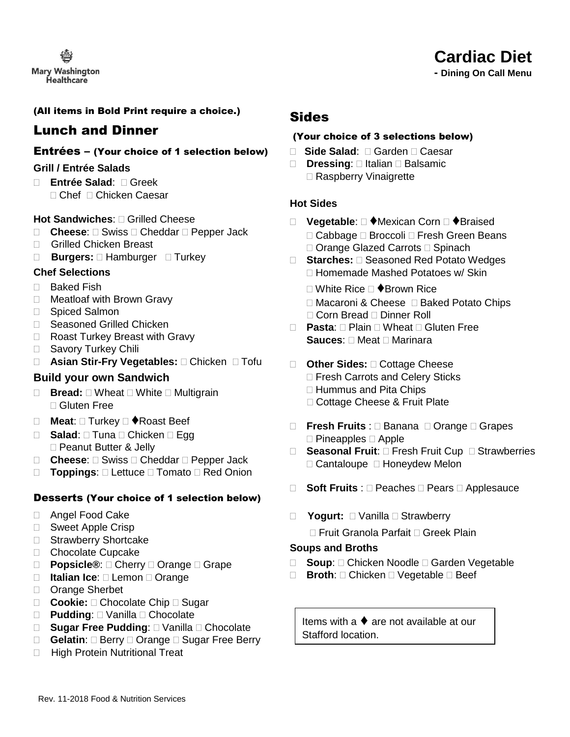Mary Washington Healthcare

# Cardiac Diet

**- Dining On Call Menu**

(All items in Bold Print require a choice.)

## Lunch and Dinner

### Entrées – (Your choice of 1 selection below)

**Grill / Entrée Salads**

-  **Entrée Salad**:  Greek  Chef  Chicken Caesar

**Hot Sandwiches**:  Grilled Cheese

-  **Cheese**:  Swiss  Cheddar  Pepper Jack
-  Grilled Chicken Breast
-  **Burgers:**  Hamburger  Turkey

**Chef Selections**

-  Baked Fish
-  Meatloaf with Brown Gravy
-  Spiced Salmon
-  Seasoned Grilled Chicken
-  Roast Turkey Breast with Gravy
-  Savory Turkey Chili
-  **Asian Stir-Fry Vegetables:**  Chicken  Tofu

**Build your own Sandwich**

-  **Bread:**  Wheat  White  Multigrain  Gluten Free
-  **Meat**:  Turkey  ♦Roast Beef
-  **Salad**:  Tuna  Chicken  Egg  Peanut Butter & Jelly
-  **Cheese**:  Swiss  Cheddar  Pepper Jack
-  **Toppings**:  Lettuce  Tomato  Red Onion

### Desserts (Your choice of 1 selection below)

-  Angel Food Cake
-  Sweet Apple Crisp
-  Strawberry Shortcake
-  Chocolate Cupcake
-  **Popsicle®**:  Cherry  Orange  Grape
-  **Italian Ice**:  Lemon  Orange
-  Orange Sherbet
-  **Cookie:**  Chocolate Chip  Sugar
-  **Pudding**:  Vanilla  Chocolate
-  **Sugar Free Pudding**:  Vanilla  Chocolate
-  **Gelatin**:  Berry  Orange  Sugar Free Berry
-  High Protein Nutritional Treat

## Sides

(Your choice of 3 selections below)

-  **Side Salad**:  Garden  Caesar
-  **Dressing**:  Italian  Balsamic  Raspberry Vinaigrette

**Hot Sides**

-  **Vegetable**:  ♦Mexican Corn  ♦Braised Cabbage  Broccoli  Fresh Green Beans  Orange Glazed Carrots  Spinach
-  **Starches:**  Seasoned Red Potato Wedges  Homemade Mashed Potatoes w/ Skin  White Rice  ♦Brown Rice  Macaroni & Cheese  Baked Potato Chips  Corn Bread  Dinner Roll
-  **Pasta**:  Plain  Wheat  Gluten Free
  **Sauces**:  Meat  Marinara
-  **Other Sides:**  Cottage Cheese  Fresh Carrots and Celery Sticks  Hummus and Pita Chips  Cottage Cheese & Fruit Plate
-  **Fresh Fruits** :  Banana  Orange  Grapes  Pineapples  Apple
-  **Seasonal Fruit**:  Fresh Fruit Cup  Strawberries  Cantaloupe  Honeydew Melon
-  **Soft Fruits** :  Peaches  Pears  Applesauce
-  **Yogurt:**  Vanilla  Strawberry  Fruit Granola Parfait  Greek Plain

**Soups and Broths**

-  **Soup**:  Chicken Noodle  Garden Vegetable
-  **Broth**:  Chicken  Vegetable  Beef

Items with a ♦ are not available at our Stafford location.

Rev. 11-2018 Food & Nutrition Services